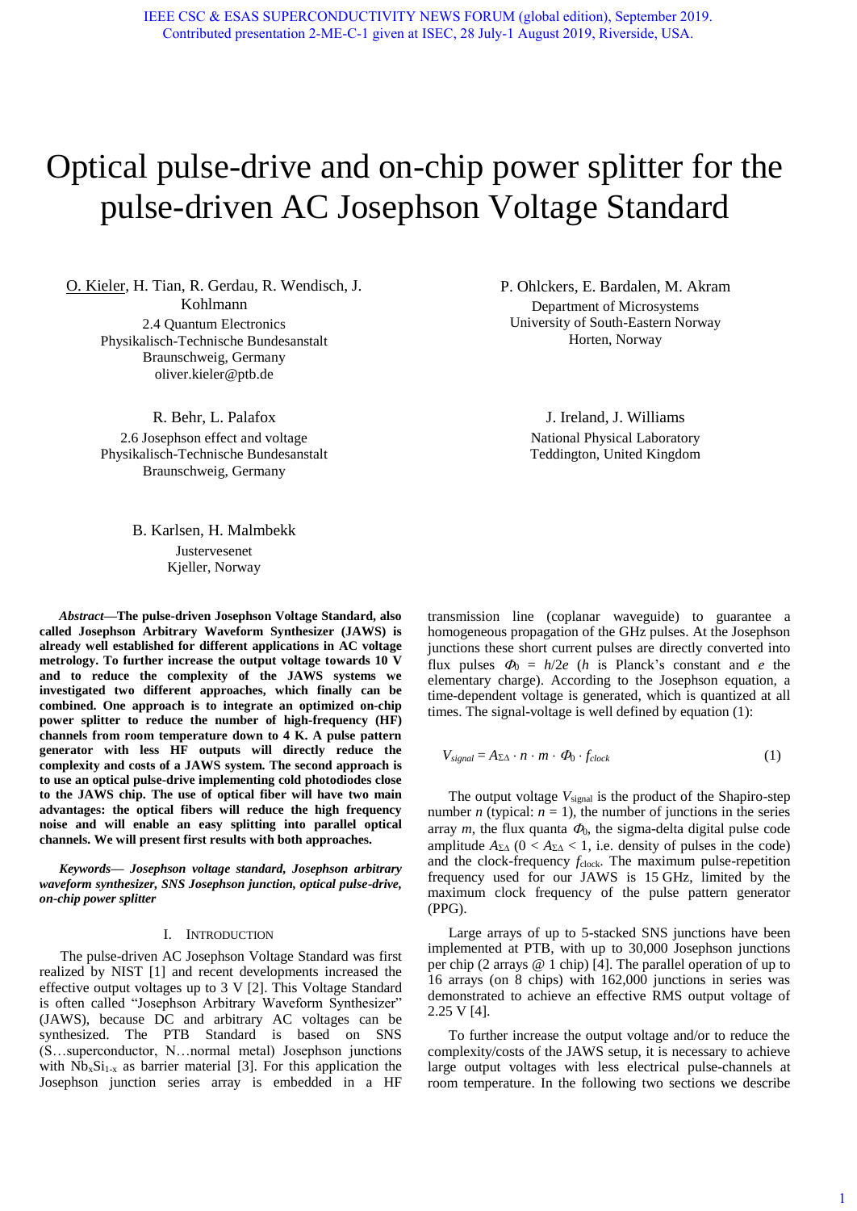IEEE CSC & ESAS SUPERCONDUCTIVITY NEWS FORUM (global edition), September 2019.
Contributed presentation 2-ME-C-1 given at ISEC, 28 July-1 August 2019, Riverside, USA.

# Optical pulse-drive and on-chip power splitter for the pulse-driven AC Josephson Voltage Standard

O. Kieler, H. Tian, R. Gerdau, R. Wendisch, J. Kohlmann
2.4 Quantum Electronics
Physikalisch-Technische Bundesanstalt
Braunschweig, Germany
oliver.kieler@ptb.de

P. Ohlckers, E. Bardalen, M. Akram
Department of Microsystems
University of South-Eastern Norway
Horten, Norway

R. Behr, L. Palafox
2.6 Josephson effect and voltage
Physikalisch-Technische Bundesanstalt
Braunschweig, Germany

J. Ireland, J. Williams
National Physical Laboratory
Teddington, United Kingdom

B. Karlsen, H. Malmbekk
Justervesenet
Kjeller, Norway

***Abstract*—The pulse-driven Josephson Voltage Standard, also called Josephson Arbitrary Waveform Synthesizer (JAWS) is already well established for different applications in AC voltage metrology. To further increase the output voltage towards 10 V and to reduce the complexity of the JAWS systems we investigated two different approaches, which finally can be combined. One approach is to integrate an optimized on-chip power splitter to reduce the number of high-frequency (HF) channels from room temperature down to 4 K. A pulse pattern generator with less HF outputs will directly reduce the complexity and costs of a JAWS system. The second approach is to use an optical pulse-drive implementing cold photodiodes close to the JAWS chip. The use of optical fiber will have two main advantages: the optical fibers will reduce the high frequency noise and will enable an easy splitting into parallel optical channels. We will present first results with both approaches.**

***Keywords*— Josephson voltage standard, Josephson arbitrary waveform synthesizer, SNS Josephson junction, optical pulse-drive, on-chip power splitter**

## I. Introduction

The pulse-driven AC Josephson Voltage Standard was first realized by NIST [1] and recent developments increased the effective output voltages up to 3 V [2]. This Voltage Standard is often called "Josephson Arbitrary Waveform Synthesizer" (JAWS), because DC and arbitrary AC voltages can be synthesized. The PTB Standard is based on SNS (S…superconductor, N…normal metal) Josephson junctions with $Nb_xSi_{1-x}$ as barrier material [3]. For this application the Josephson junction series array is embedded in a HF transmission line (coplanar waveguide) to guarantee a homogeneous propagation of the GHz pulses. At the Josephson junctions these short current pulses are directly converted into flux pulses $\Phi_0 = h/2e$ ($h$ is Planck's constant and $e$ the elementary charge). According to the Josephson equation, a time-dependent voltage is generated, which is quantized at all times. The signal-voltage is well defined by equation (1):

$$V_{signal} = A_{\Sigma\Delta} \cdot n \cdot m \cdot \Phi_0 \cdot f_{clock} \qquad (1)$$

The output voltage $V_{signal}$ is the product of the Shapiro-step number $n$ (typical: $n = 1$), the number of junctions in the series array $m$, the flux quanta $\Phi_0$, the sigma-delta digital pulse code amplitude $A_{\Sigma\Delta}$ ($0 < A_{\Sigma\Delta} < 1$, i.e. density of pulses in the code) and the clock-frequency $f_{clock}$. The maximum pulse-repetition frequency used for our JAWS is 15 GHz, limited by the maximum clock frequency of the pulse pattern generator (PPG).

Large arrays of up to 5-stacked SNS junctions have been implemented at PTB, with up to 30,000 Josephson junctions per chip (2 arrays @ 1 chip) [4]. The parallel operation of up to 16 arrays (on 8 chips) with 162,000 junctions in series was demonstrated to achieve an effective RMS output voltage of 2.25 V [4].

To further increase the output voltage and/or to reduce the complexity/costs of the JAWS setup, it is necessary to achieve large output voltages with less electrical pulse-channels at room temperature. In the following two sections we describe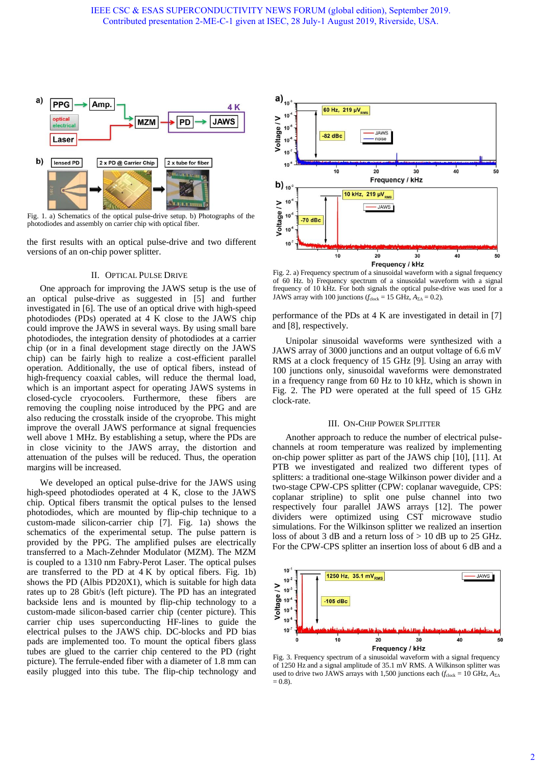Fig. 1. a) Schematics of the optical pulse-drive setup. b) Photographs of the photodiodes and assembly on carrier chip with optical fiber.

the first results with an optical pulse-drive and two different versions of an on-chip power splitter.

## II. Optical Pulse Drive

One approach for improving the JAWS setup is the use of an optical pulse-drive as suggested in [5] and further investigated in [6]. The use of an optical drive with high-speed photodiodes (PDs) operated at 4 K close to the JAWS chip could improve the JAWS in several ways. By using small bare photodiodes, the integration density of photodiodes at a carrier chip (or in a final development stage directly on the JAWS chip) can be fairly high to realize a cost-efficient parallel operation. Additionally, the use of optical fibers, instead of high-frequency coaxial cables, will reduce the thermal load, which is an important aspect for operating JAWS systems in closed-cycle cryocoolers. Furthermore, these fibers are removing the coupling noise introduced by the PPG and are also reducing the crosstalk inside of the cryoprobe. This might improve the overall JAWS performance at signal frequencies well above 1 MHz. By establishing a setup, where the PDs are in close vicinity to the JAWS array, the distortion and attenuation of the pulses will be reduced. Thus, the operation margins will be increased.

We developed an optical pulse-drive for the JAWS using high-speed photodiodes operated at 4 K, close to the JAWS chip. Optical fibers transmit the optical pulses to the lensed photodiodes, which are mounted by flip-chip technique to a custom-made silicon-carrier chip [7]. Fig. 1a) shows the schematics of the experimental setup. The pulse pattern is provided by the PPG. The amplified pulses are electrically transferred to a Mach-Zehnder Modulator (MZM). The MZM is coupled to a 1310 nm Fabry-Perot Laser. The optical pulses are transferred to the PD at 4 K by optical fibers. Fig. 1b) shows the PD (Albis PD20X1), which is suitable for high data rates up to 28 Gbit/s (left picture). The PD has an integrated backside lens and is mounted by flip-chip technology to a custom-made silicon-based carrier chip (center picture). This carrier chip uses superconducting HF-lines to guide the electrical pulses to the JAWS chip. DC-blocks and PD bias pads are implemented too. To mount the optical fibers glass tubes are glued to the carrier chip centered to the PD (right picture). The ferrule-ended fiber with a diameter of 1.8 mm can easily plugged into this tube. The flip-chip technology and performance of the PDs at 4 K are investigated in detail in [7] and [8], respectively.

Fig. 2. a) Frequency spectrum of a sinusoidal waveform with a signal frequency of 60 Hz. b) Frequency spectrum of a sinusoidal waveform with a signal frequency of 10 kHz. For both signals the optical pulse-drive was used for a JAWS array with 100 junctions ($f_{\text{clock}}$ = 15 GHz, $A_{\Sigma\Delta}$ = 0.2).

Unipolar sinusoidal waveforms were synthesized with a JAWS array of 3000 junctions and an output voltage of 6.6 mV RMS at a clock frequency of 15 GHz [9]. Using an array with 100 junctions only, sinusoidal waveforms were demonstrated in a frequency range from 60 Hz to 10 kHz, which is shown in Fig. 2. The PD were operated at the full speed of 15 GHz clock-rate.

## III. On-Chip Power Splitter

Another approach to reduce the number of electrical pulse-channels at room temperature was realized by implementing on-chip power splitter as part of the JAWS chip [10], [11]. At PTB we investigated and realized two different types of splitters: a traditional one-stage Wilkinson power divider and a two-stage CPW-CPS splitter (CPW: coplanar waveguide, CPS: coplanar stripline) to split one pulse channel into two respectively four parallel JAWS arrays [12]. The power dividers were optimized using CST microwave studio simulations. For the Wilkinson splitter we realized an insertion loss of about 3 dB and a return loss of > 10 dB up to 25 GHz. For the CPW-CPS splitter an insertion loss of about 6 dB and a

Fig. 3. Frequency spectrum of a sinusoidal waveform with a signal frequency of 1250 Hz and a signal amplitude of 35.1 mV RMS. A Wilkinson splitter was used to drive two JAWS arrays with 1,500 junctions each ($f_{\text{clock}}$ = 10 GHz, $A_{\Sigma\Delta}$ = 0.8).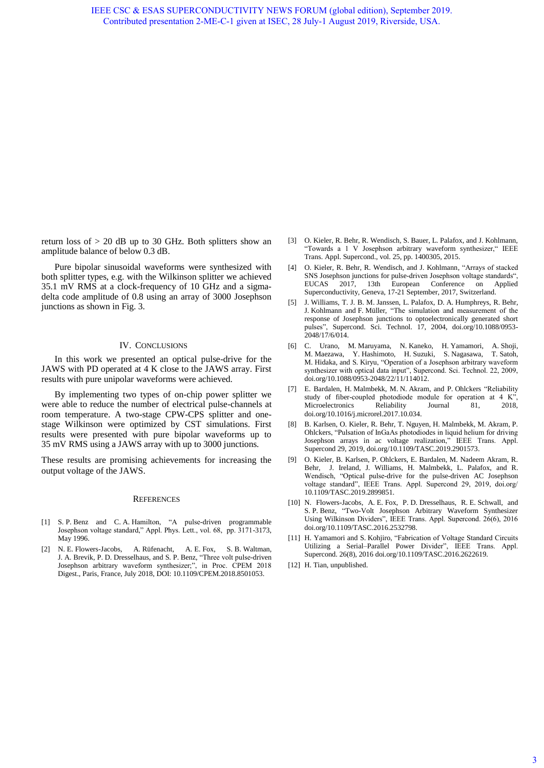return loss of > 20 dB up to 30 GHz. Both splitters show an amplitude balance of below 0.3 dB.

Pure bipolar sinusoidal waveforms were synthesized with both splitter types, e.g. with the Wilkinson splitter we achieved 35.1 mV RMS at a clock-frequency of 10 GHz and a sigma-delta code amplitude of 0.8 using an array of 3000 Josephson junctions as shown in Fig. 3.

## IV. Conclusions

In this work we presented an optical pulse-drive for the JAWS with PD operated at 4 K close to the JAWS array. First results with pure unipolar waveforms were achieved.

By implementing two types of on-chip power splitter we were able to reduce the number of electrical pulse-channels at room temperature. A two-stage CPW-CPS splitter and one-stage Wilkinson were optimized by CST simulations. First results were presented with pure bipolar waveforms up to 35 mV RMS using a JAWS array with up to 3000 junctions.

These results are promising achievements for increasing the output voltage of the JAWS.

## References

[1] S. P. Benz and C. A. Hamilton, “A pulse-driven programmable Josephson voltage standard,” Appl. Phys. Lett., vol. 68, pp. 3171-3173, May 1996.

[2] N. E. Flowers-Jacobs, A. Rüfenacht, A. E. Fox, S. B. Waltman, J. A. Brevik, P. D. Dresselhaus, and S. P. Benz, “Three volt pulse-driven Josephson arbitrary waveform synthesizer;”, in Proc. CPEM 2018 Digest., Paris, France, July 2018, DOI: 10.1109/CPEM.2018.8501053.

[3] O. Kieler, R. Behr, R. Wendisch, S. Bauer, L. Palafox, and J. Kohlmann, “Towards a 1 V Josephson arbitrary waveform synthesizer,“ IEEE Trans. Appl. Supercond., vol. 25, pp. 1400305, 2015.

[4] O. Kieler, R. Behr, R. Wendisch, and J. Kohlmann, “Arrays of stacked SNS Josephson junctions for pulse-driven Josephson voltage standards“, EUCAS 2017, 13th European Conference on Applied Superconductivity, Geneva, 17-21 September, 2017, Switzerland.

[5] J. Williams, T. J. B. M. Janssen, L. Palafox, D. A. Humphreys, R. Behr, J. Kohlmann and F. Müller, “The simulation and measurement of the response of Josephson junctions to optoelectronically generated short pulses”, Supercond. Sci. Technol. 17, 2004, doi.org/10.1088/0953-2048/17/6/014.

[6] C. Urano, M. Maruyama, N. Kaneko, H. Yamamori, A. Shoji, M. Maezawa, Y. Hashimoto, H. Suzuki, S. Nagasawa, T. Satoh, M. Hidaka, and S. Kiryu, “Operation of a Josephson arbitrary waveform synthesizer with optical data input”, Supercond. Sci. Technol. 22, 2009, doi.org/10.1088/0953-2048/22/11/114012.

[7] E. Bardalen, H. Malmbekk, M. N. Akram, and P. Ohlckers “Reliability study of fiber-coupled photodiode module for operation at 4 K”, Microelectronics Reliability Journal 81, 2018, doi.org/10.1016/j.microrel.2017.10.034.

[8] B. Karlsen, O. Kieler, R. Behr, T. Nguyen, H. Malmbekk, M. Akram, P. Ohlckers, “Pulsation of InGaAs photodiodes in liquid helium for driving Josephson arrays in ac voltage realization,” IEEE Trans. Appl. Supercond 29, 2019, doi.org/10.1109/TASC.2019.2901573.

[9] O. Kieler, B. Karlsen, P. Ohlckers, E. Bardalen, M. Nadeem Akram, R. Behr, J. Ireland, J. Williams, H. Malmbekk, L. Palafox, and R. Wendisch, “Optical pulse-drive for the pulse-driven AC Josephson voltage standard”, IEEE Trans. Appl. Supercond 29, 2019, doi.org/ 10.1109/TASC.2019.2899851.

[10] N. Flowers-Jacobs, A. E. Fox, P. D. Dresselhaus, R. E. Schwall, and S. P. Benz, “Two-Volt Josephson Arbitrary Waveform Synthesizer Using Wilkinson Dividers”, IEEE Trans. Appl. Supercond. 26(6), 2016 doi.org/10.1109/TASC.2016.2532798.

[11] H. Yamamori and S. Kohjiro, “Fabrication of Voltage Standard Circuits Utilizing a Serial–Parallel Power Divider”, IEEE Trans. Appl. Supercond. 26(8), 2016 doi.org/10.1109/TASC.2016.2622619.

[12] H. Tian, unpublished.